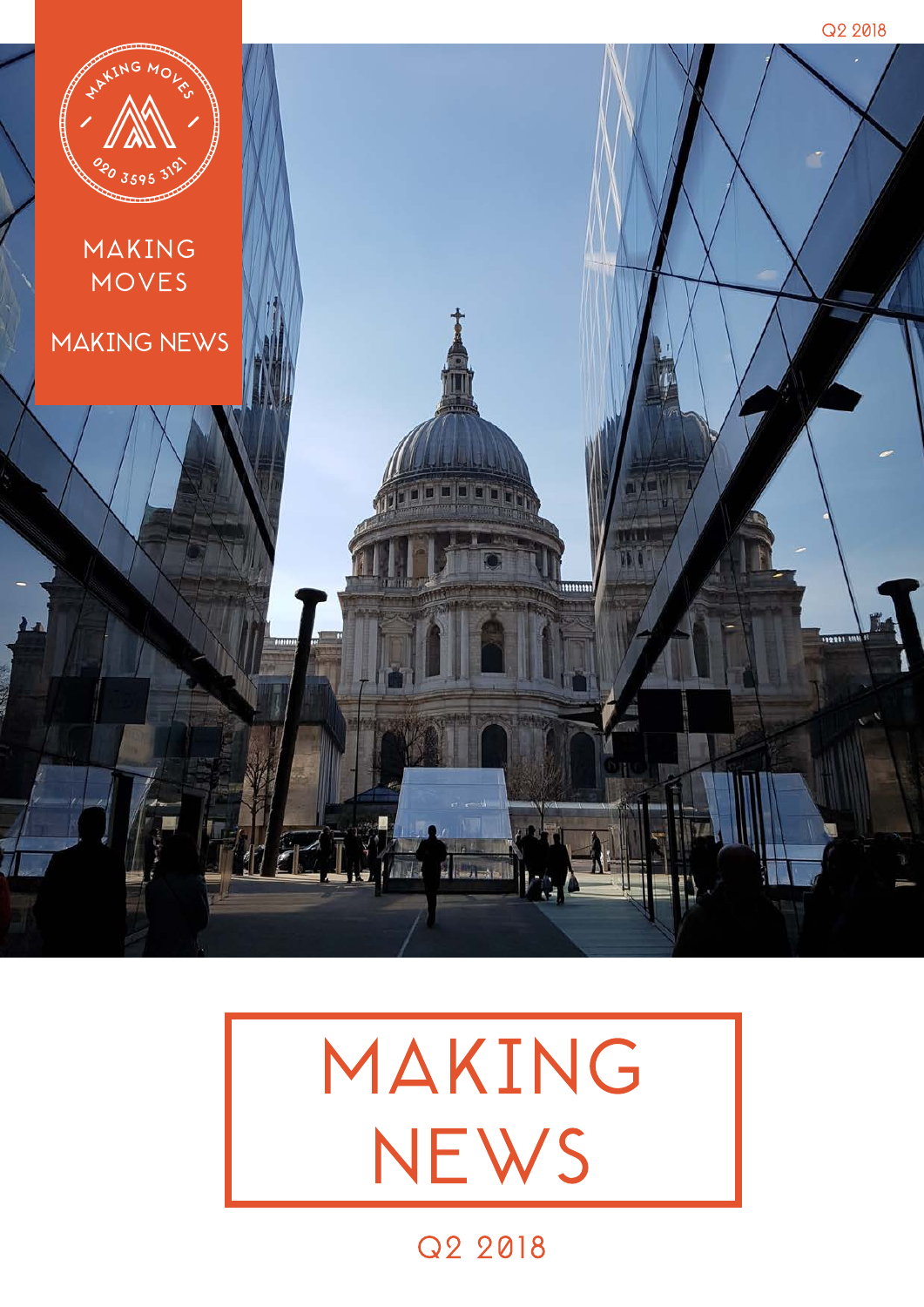Q2 2018

MAKING MOVES

020 3595 3121

MAKING MOVES

MAKING NEWS

# MAKING NEWS

Q2 2018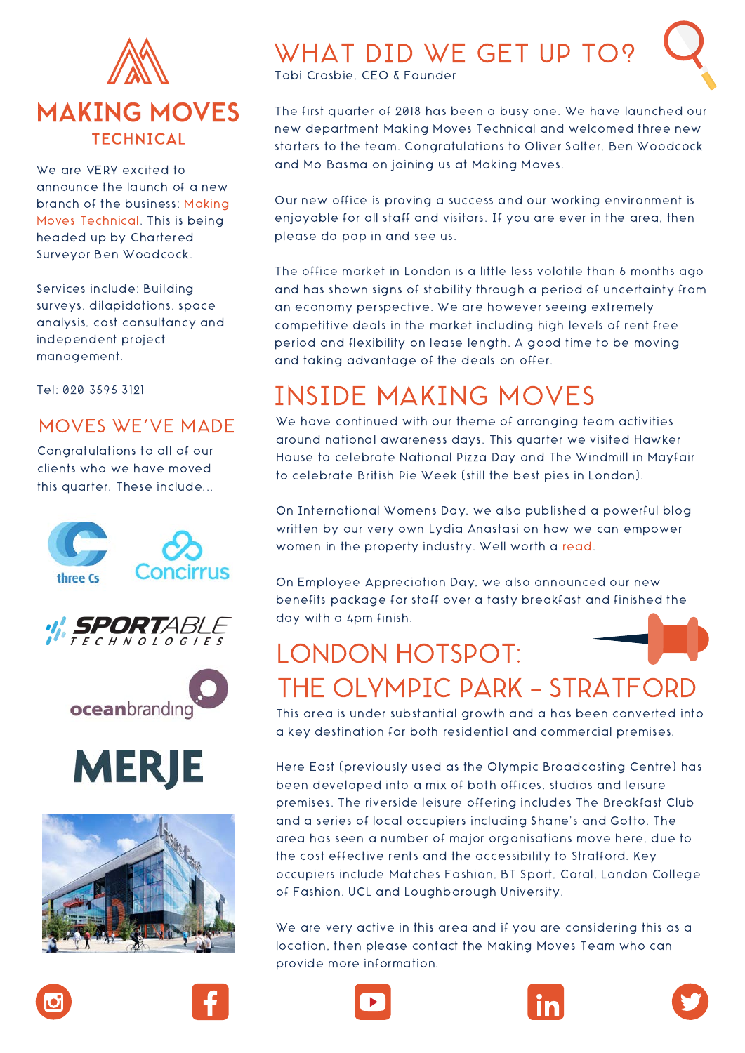# MAKING MOVES

## TECHNICAL

We are VERY excited to announce the launch of a new branch of the business: Making Moves Technical. This is being headed up by Chartered Surveyor Ben Woodcock.

Services include: Building surveys, dilapidations, space analysis, cost consultancy and independent project management.

Tel: 020 3595 3121

## MOVES WE'VE MADE

Congratulations to all of our clients who we have moved this quarter. These include...

three Cs

Concirrus

SPORTABLE TECHNOLOGIES

oceanbranding

MERJE

## WHAT DID WE GET UP TO?

Tobi Crosbie, CEO & Founder

The first quarter of 2018 has been a busy one. We have launched our new department Making Moves Technical and welcomed three new starters to the team. Congratulations to Oliver Salter, Ben Woodcock and Mo Basma on joining us at Making Moves.

Our new office is proving a success and our working environment is enjoyable for all staff and visitors. If you are ever in the area, then please do pop in and see us.

The office market in London is a little less volatile than 6 months ago and has shown signs of stability through a period of uncertainty from an economy perspective. We are however seeing extremely competitive deals in the market including high levels of rent free period and flexibility on lease length. A good time to be moving and taking advantage of the deals on offer.

## INSIDE MAKING MOVES

We have continued with our theme of arranging team activities around national awareness days. This quarter we visited Hawker House to celebrate National Pizza Day and The Windmill in Mayfair to celebrate British Pie Week (still the best pies in London).

On International Womens Day, we also published a powerful blog written by our very own Lydia Anastasi on how we can empower women in the property industry. Well worth a read.

On Employee Appreciation Day, we also announced our new benefits package for staff over a tasty breakfast and finished the day with a 4pm finish.

## LONDON HOTSPOT: THE OLYMPIC PARK - STRATFORD

This area is under substantial growth and a has been converted into a key destination for both residential and commercial premises.

Here East (previously used as the Olympic Broadcasting Centre) has been developed into a mix of both offices, studios and leisure premises. The riverside leisure offering includes The Breakfast Club and a series of local occupiers including Shane's and Gotto. The area has seen a number of major organisations move here, due to the cost effective rents and the accessibility to Stratford. Key occupiers include Matches Fashion, BT Sport, Coral, London College of Fashion, UCL and Loughborough University.

We are very active in this area and if you are considering this as a location, then please contact the Making Moves Team who can provide more information.